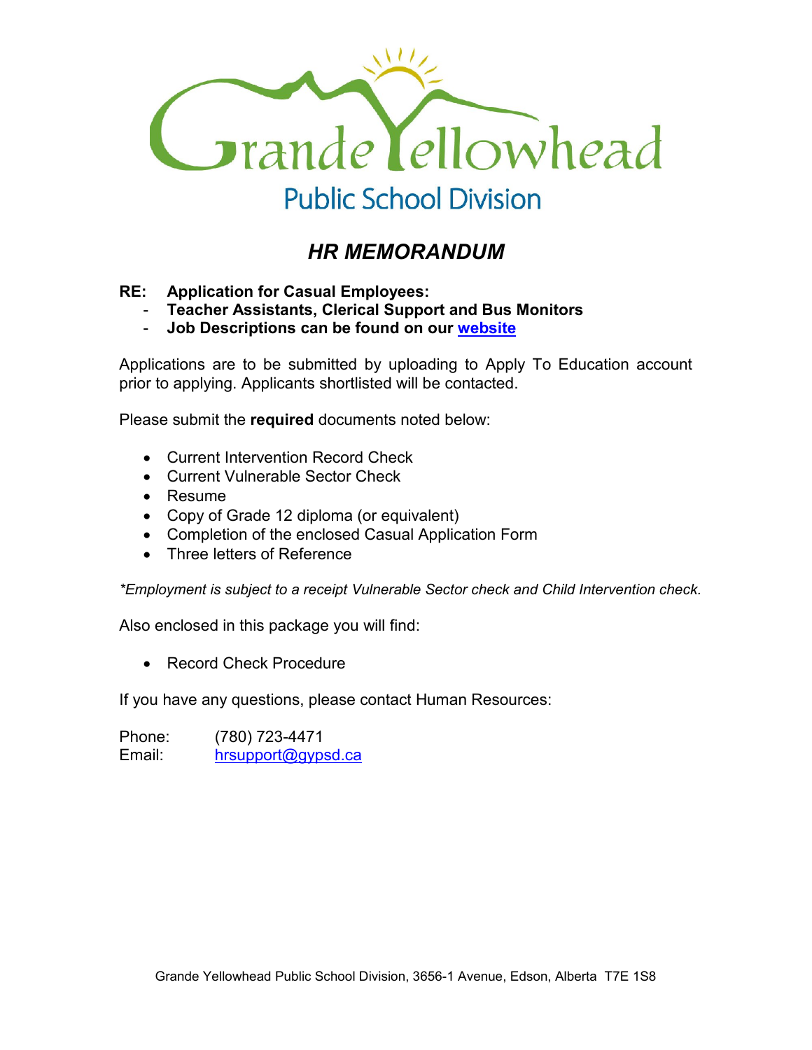Grande Yellowhead

Public School Division

# *HR MEMORANDUM*

**RE: Application for Casual Employees:**

- **Teacher Assistants, Clerical Support and Bus Monitors**
- **Job Descriptions can be found on our website**

Applications are to be submitted by uploading to Apply To Education account prior to applying. Applicants shortlisted will be contacted.

Please submit the **required** documents noted below:

- Current Intervention Record Check
- Current Vulnerable Sector Check
- Resume
- Copy of Grade 12 diploma (or equivalent)
- Completion of the enclosed Casual Application Form
- Three letters of Reference

*\*Employment is subject to a receipt Vulnerable Sector check and Child Intervention check.*

Also enclosed in this package you will find:

- Record Check Procedure

If you have any questions, please contact Human Resources:

Phone: (780) 723-4471
Email: hrsupport@gypsd.ca

Grande Yellowhead Public School Division, 3656-1 Avenue, Edson, Alberta T7E 1S8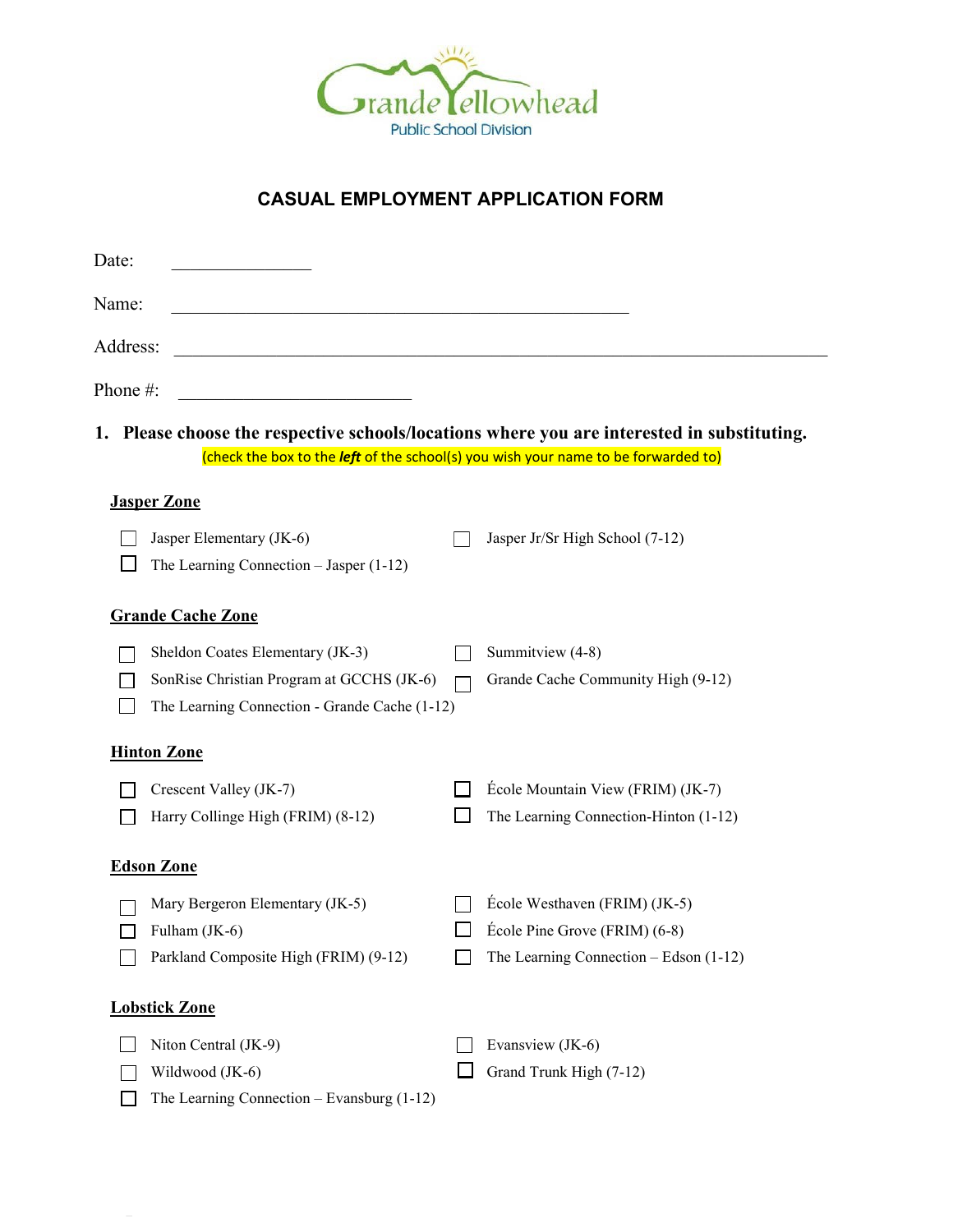Grande Yellowhead
Public School Division

# CASUAL EMPLOYMENT APPLICATION FORM

Date: ______________

Name: ______________________________________________

Address: ____________________________________________________________________

Phone #: ________________________

**1. Please choose the respective schools/locations where you are interested in substituting.**

(check the box to the ***left*** of the school(s) you wish your name to be forwarded to)

**Jasper Zone**

- ☐ Jasper Elementary (JK-6)
- ☐ Jasper Jr/Sr High School (7-12)
- ☐ The Learning Connection – Jasper (1-12)

**Grande Cache Zone**

- ☐ Sheldon Coates Elementary (JK-3)
- ☐ Summitview (4-8)
- ☐ SonRise Christian Program at GCCHS (JK-6)
- ☐ Grande Cache Community High (9-12)
- ☐ The Learning Connection - Grande Cache (1-12)

**Hinton Zone**

- ☐ Crescent Valley (JK-7)
- ☐ École Mountain View (FRIM) (JK-7)
- ☐ Harry Collinge High (FRIM) (8-12)
- ☐ The Learning Connection-Hinton (1-12)

**Edson Zone**

- ☐ Mary Bergeron Elementary (JK-5)
- ☐ École Westhaven (FRIM) (JK-5)
- ☐ Fulham (JK-6)
- ☐ École Pine Grove (FRIM) (6-8)
- ☐ Parkland Composite High (FRIM) (9-12)
- ☐ The Learning Connection – Edson (1-12)

**Lobstick Zone**

- ☐ Niton Central (JK-9)
- ☐ Evansview (JK-6)
- ☐ Wildwood (JK-6)
- ☐ Grand Trunk High (7-12)
- ☐ The Learning Connection – Evansburg (1-12)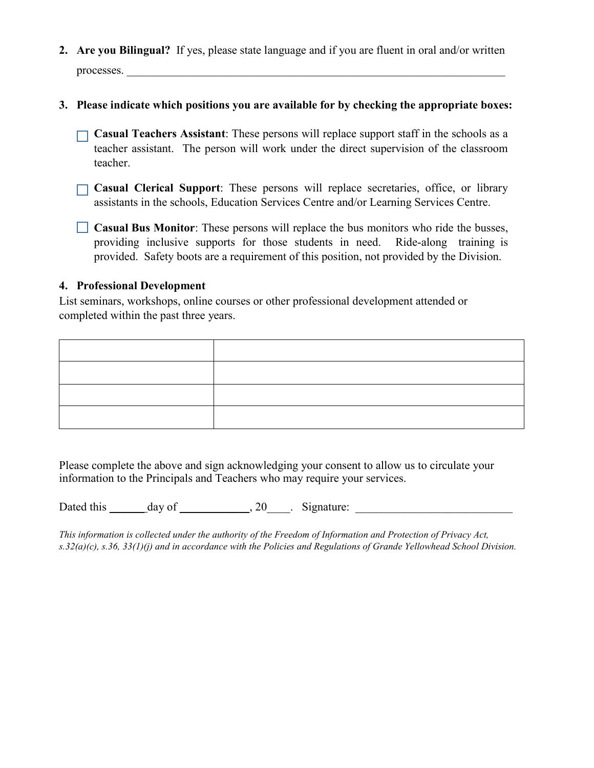2. **Are you Bilingual?** If yes, please state language and if you are fluent in oral and/or written processes. ______________________________________________________________________

3. **Please indicate which positions you are available for by checking the appropriate boxes:**

   ☐ **Casual Teachers Assistant**: These persons will replace support staff in the schools as a teacher assistant. The person will work under the direct supervision of the classroom teacher.

   ☐ **Casual Clerical Support**: These persons will replace secretaries, office, or library assistants in the schools, Education Services Centre and/or Learning Services Centre.

   ☐ **Casual Bus Monitor**: These persons will replace the bus monitors who ride the busses, providing inclusive supports for those students in need. Ride-along training is provided. Safety boots are a requirement of this position, not provided by the Division.

4. **Professional Development**

List seminars, workshops, online courses or other professional development attended or completed within the past three years.

| | |
|---|---|
| | |
| | |
| | |
| | |

Please complete the above and sign acknowledging your consent to allow us to circulate your information to the Principals and Teachers who may require your services.

Dated this ______day of ____________, 20____. Signature: ___________________________

*This information is collected under the authority of the Freedom of Information and Protection of Privacy Act, s.32(a)(c), s.36, 33(1)(j) and in accordance with the Policies and Regulations of Grande Yellowhead School Division.*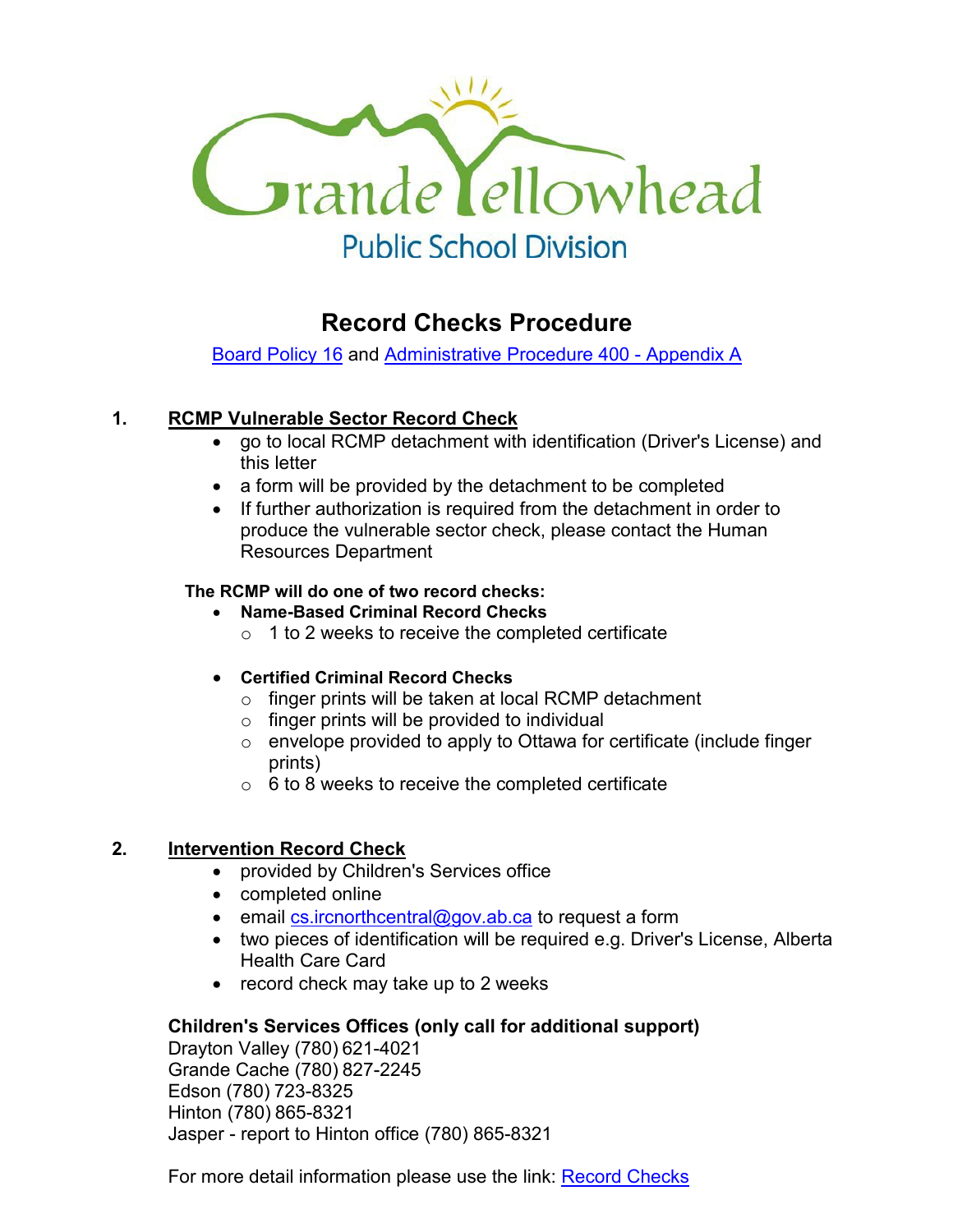Grande Yellowhead

Public School Division

# Record Checks Procedure

[Board Policy 16](Board Policy 16) and [Administrative Procedure 400 - Appendix A](Administrative Procedure 400 - Appendix A)

## 1. RCMP Vulnerable Sector Record Check

- go to local RCMP detachment with identification (Driver's License) and this letter
- a form will be provided by the detachment to be completed
- If further authorization is required from the detachment in order to produce the vulnerable sector check, please contact the Human Resources Department

**The RCMP will do one of two record checks:**

- **Name-Based Criminal Record Checks**
  - 1 to 2 weeks to receive the completed certificate
- **Certified Criminal Record Checks**
  - finger prints will be taken at local RCMP detachment
  - finger prints will be provided to individual
  - envelope provided to apply to Ottawa for certificate (include finger prints)
  - 6 to 8 weeks to receive the completed certificate

## 2. Intervention Record Check

- provided by Children's Services office
- completed online
- email cs.ircnorthcentral@gov.ab.ca to request a form
- two pieces of identification will be required e.g. Driver's License, Alberta Health Care Card
- record check may take up to 2 weeks

**Children's Services Offices (only call for additional support)**

Drayton Valley (780) 621-4021
Grande Cache (780) 827-2245
Edson (780) 723-8325
Hinton (780) 865-8321
Jasper - report to Hinton office (780) 865-8321

For more detail information please use the link: Record Checks